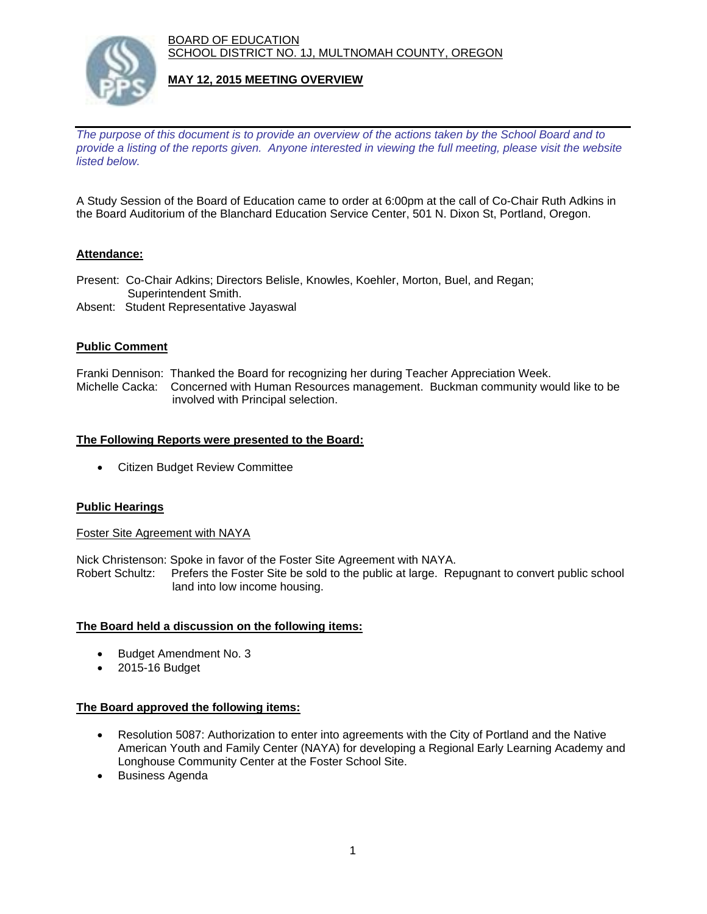BOARD OF EDUCATION
SCHOOL DISTRICT NO. 1J, MULTNOMAH COUNTY, OREGON

**MAY 12, 2015 MEETING OVERVIEW**

*The purpose of this document is to provide an overview of the actions taken by the School Board and to provide a listing of the reports given. Anyone interested in viewing the full meeting, please visit the website listed below.*

A Study Session of the Board of Education came to order at 6:00pm at the call of Co-Chair Ruth Adkins in the Board Auditorium of the Blanchard Education Service Center, 501 N. Dixon St, Portland, Oregon.

**Attendance:**

Present: Co-Chair Adkins; Directors Belisle, Knowles, Koehler, Morton, Buel, and Regan; Superintendent Smith.
Absent: Student Representative Jayaswal

**Public Comment**

Franki Dennison: Thanked the Board for recognizing her during Teacher Appreciation Week.
Michelle Cacka: Concerned with Human Resources management. Buckman community would like to be involved with Principal selection.

**The Following Reports were presented to the Board:**

- Citizen Budget Review Committee

**Public Hearings**

Foster Site Agreement with NAYA

Nick Christenson: Spoke in favor of the Foster Site Agreement with NAYA.
Robert Schultz: Prefers the Foster Site be sold to the public at large. Repugnant to convert public school land into low income housing.

**The Board held a discussion on the following items:**

- Budget Amendment No. 3
- 2015-16 Budget

**The Board approved the following items:**

- Resolution 5087: Authorization to enter into agreements with the City of Portland and the Native American Youth and Family Center (NAYA) for developing a Regional Early Learning Academy and Longhouse Community Center at the Foster School Site.
- Business Agenda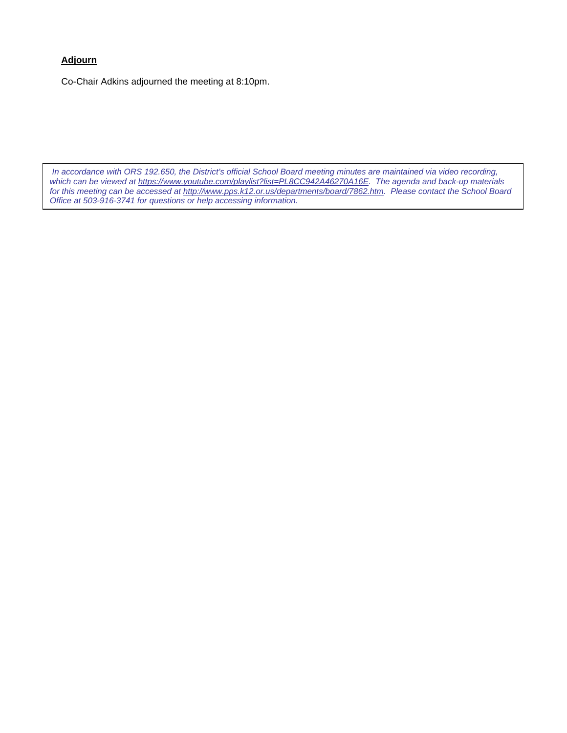**Adjourn**

Co-Chair Adkins adjourned the meeting at 8:10pm.

*In accordance with ORS 192.650, the District's official School Board meeting minutes are maintained via video recording, which can be viewed at https://www.youtube.com/playlist?list=PL8CC942A46270A16E. The agenda and back-up materials for this meeting can be accessed at http://www.pps.k12.or.us/departments/board/7862.htm. Please contact the School Board Office at 503-916-3741 for questions or help accessing information.*